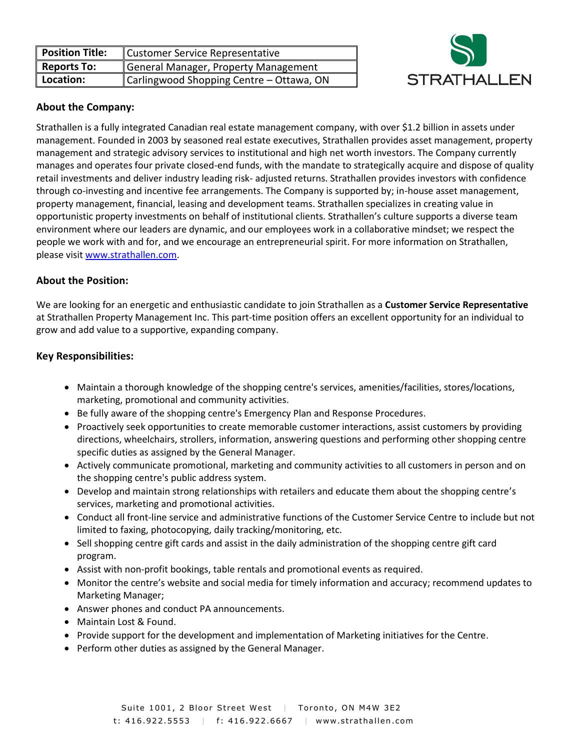| **Position Title:** | Customer Service Representative |
|---|---|
| **Reports To:** | General Manager, Property Management |
| **Location:** | Carlingwood Shopping Centre – Ottawa, ON |

STRATHALLEN

### About the Company:

Strathallen is a fully integrated Canadian real estate management company, with over $1.2 billion in assets under management. Founded in 2003 by seasoned real estate executives, Strathallen provides asset management, property management and strategic advisory services to institutional and high net worth investors. The Company currently manages and operates four private closed-end funds, with the mandate to strategically acquire and dispose of quality retail investments and deliver industry leading risk- adjusted returns. Strathallen provides investors with confidence through co-investing and incentive fee arrangements. The Company is supported by; in-house asset management, property management, financial, leasing and development teams. Strathallen specializes in creating value in opportunistic property investments on behalf of institutional clients. Strathallen's culture supports a diverse team environment where our leaders are dynamic, and our employees work in a collaborative mindset; we respect the people we work with and for, and we encourage an entrepreneurial spirit. For more information on Strathallen, please visit www.strathallen.com.

### About the Position:

We are looking for an energetic and enthusiastic candidate to join Strathallen as a **Customer Service Representative** at Strathallen Property Management Inc. This part-time position offers an excellent opportunity for an individual to grow and add value to a supportive, expanding company.

### Key Responsibilities:

- Maintain a thorough knowledge of the shopping centre's services, amenities/facilities, stores/locations, marketing, promotional and community activities.
- Be fully aware of the shopping centre's Emergency Plan and Response Procedures.
- Proactively seek opportunities to create memorable customer interactions, assist customers by providing directions, wheelchairs, strollers, information, answering questions and performing other shopping centre specific duties as assigned by the General Manager.
- Actively communicate promotional, marketing and community activities to all customers in person and on the shopping centre's public address system.
- Develop and maintain strong relationships with retailers and educate them about the shopping centre's services, marketing and promotional activities.
- Conduct all front-line service and administrative functions of the Customer Service Centre to include but not limited to faxing, photocopying, daily tracking/monitoring, etc.
- Sell shopping centre gift cards and assist in the daily administration of the shopping centre gift card program.
- Assist with non-profit bookings, table rentals and promotional events as required.
- Monitor the centre's website and social media for timely information and accuracy; recommend updates to Marketing Manager;
- Answer phones and conduct PA announcements.
- Maintain Lost & Found.
- Provide support for the development and implementation of Marketing initiatives for the Centre.
- Perform other duties as assigned by the General Manager.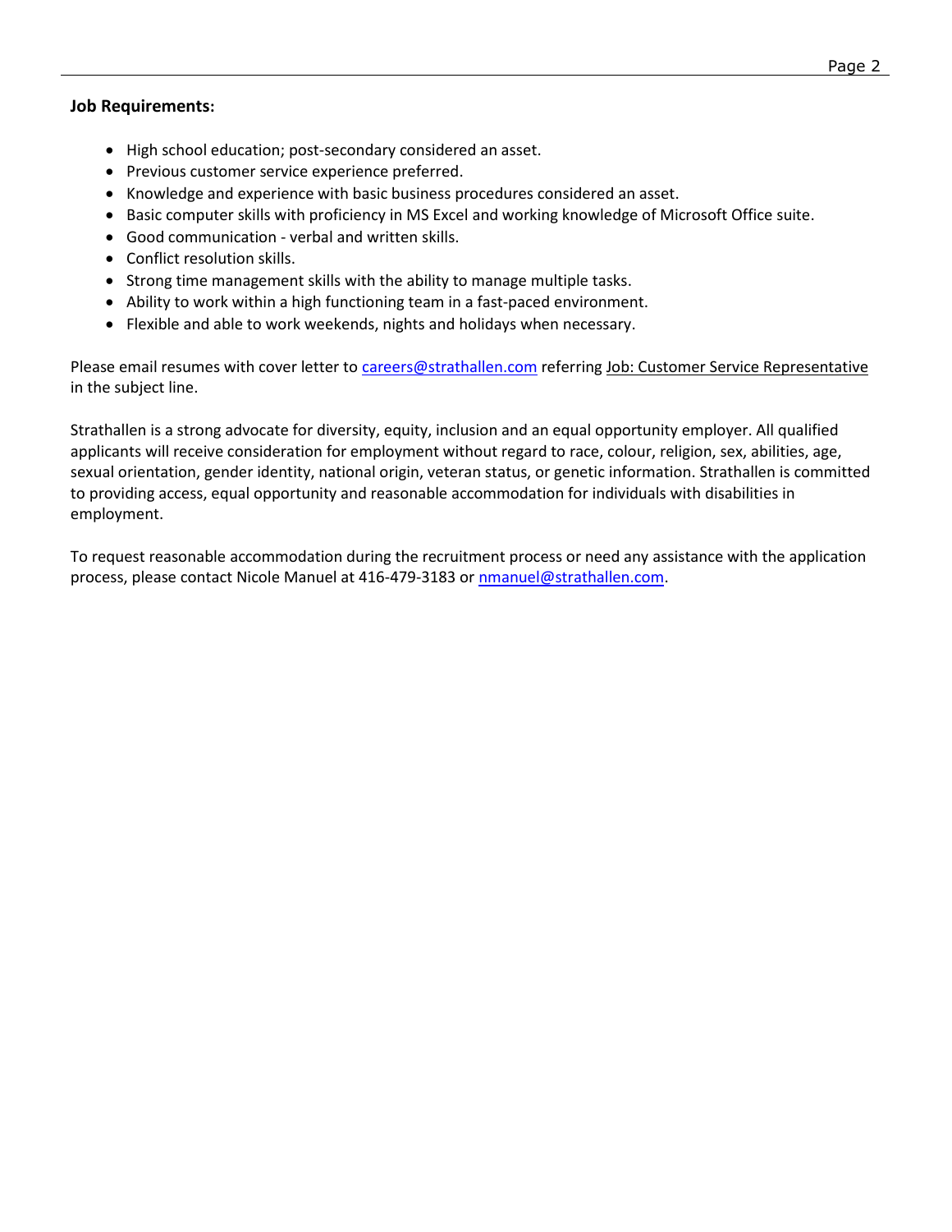**Job Requirements:**

- High school education; post-secondary considered an asset.
- Previous customer service experience preferred.
- Knowledge and experience with basic business procedures considered an asset.
- Basic computer skills with proficiency in MS Excel and working knowledge of Microsoft Office suite.
- Good communication - verbal and written skills.
- Conflict resolution skills.
- Strong time management skills with the ability to manage multiple tasks.
- Ability to work within a high functioning team in a fast-paced environment.
- Flexible and able to work weekends, nights and holidays when necessary.

Please email resumes with cover letter to careers@strathallen.com referring Job: Customer Service Representative in the subject line.

Strathallen is a strong advocate for diversity, equity, inclusion and an equal opportunity employer. All qualified applicants will receive consideration for employment without regard to race, colour, religion, sex, abilities, age, sexual orientation, gender identity, national origin, veteran status, or genetic information. Strathallen is committed to providing access, equal opportunity and reasonable accommodation for individuals with disabilities in employment.

To request reasonable accommodation during the recruitment process or need any assistance with the application process, please contact Nicole Manuel at 416-479-3183 or nmanuel@strathallen.com.